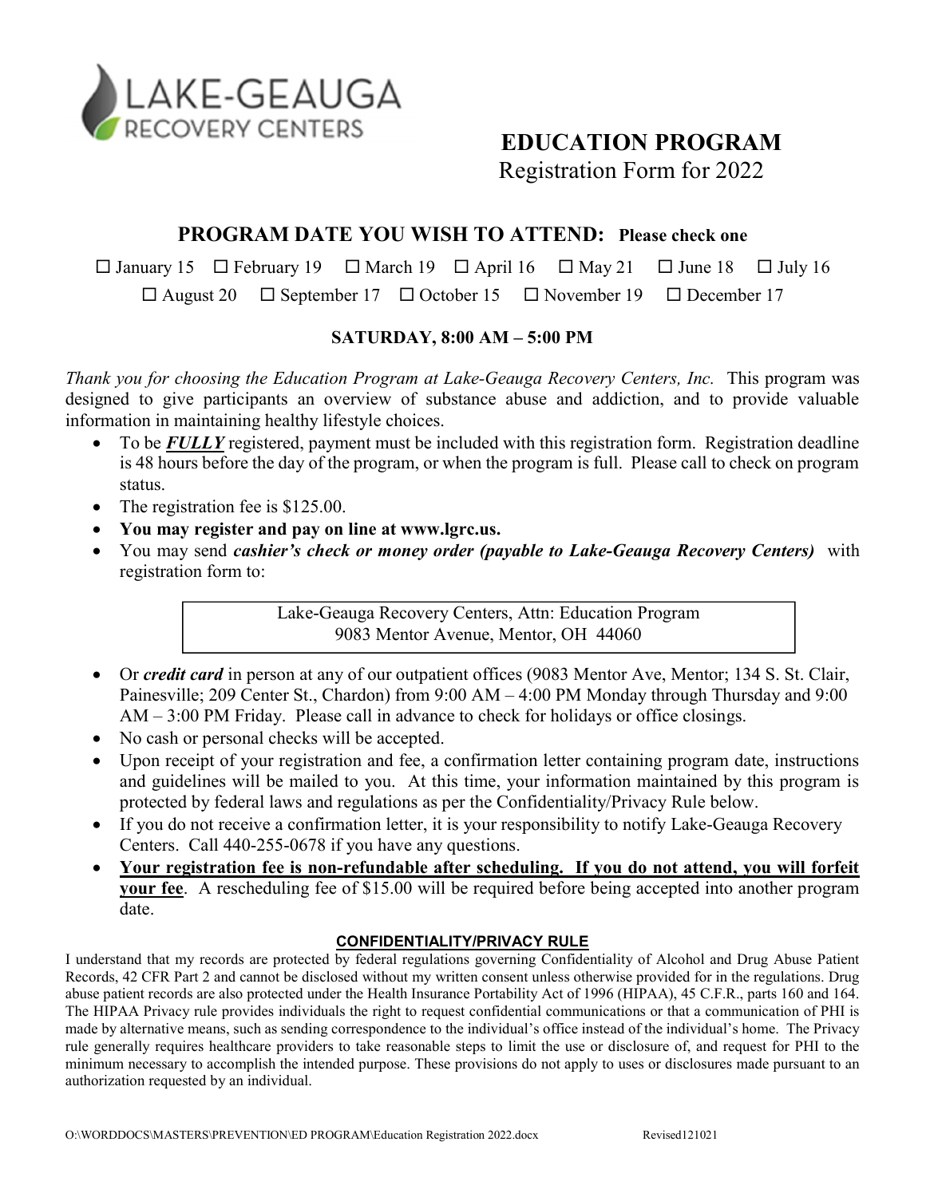LAKE-GEAUGA RECOVERY CENTERS

# EDUCATION PROGRAM

Registration Form for 2022

## PROGRAM DATE YOU WISH TO ATTEND: Please check one

☐ January 15 ☐ February 19 ☐ March 19 ☐ April 16 ☐ May 21 ☐ June 18 ☐ July 16

☐ August 20 ☐ September 17 ☐ October 15 ☐ November 19 ☐ December 17

**SATURDAY, 8:00 AM – 5:00 PM**

*Thank you for choosing the Education Program at Lake-Geauga Recovery Centers, Inc.* This program was designed to give participants an overview of substance abuse and addiction, and to provide valuable information in maintaining healthy lifestyle choices.

- To be ***FULLY*** registered, payment must be included with this registration form. Registration deadline is 48 hours before the day of the program, or when the program is full. Please call to check on program status.
- The registration fee is $125.00.
- **You may register and pay on line at www.lgrc.us.**
- You may send ***cashier's check or money order (payable to Lake-Geauga Recovery Centers)*** with registration form to:

> Lake-Geauga Recovery Centers, Attn: Education Program
> 9083 Mentor Avenue, Mentor, OH 44060

- Or ***credit card*** in person at any of our outpatient offices (9083 Mentor Ave, Mentor; 134 S. St. Clair, Painesville; 209 Center St., Chardon) from 9:00 AM – 4:00 PM Monday through Thursday and 9:00 AM – 3:00 PM Friday. Please call in advance to check for holidays or office closings.
- No cash or personal checks will be accepted.
- Upon receipt of your registration and fee, a confirmation letter containing program date, instructions and guidelines will be mailed to you. At this time, your information maintained by this program is protected by federal laws and regulations as per the Confidentiality/Privacy Rule below.
- If you do not receive a confirmation letter, it is your responsibility to notify Lake-Geauga Recovery Centers. Call 440-255-0678 if you have any questions.
- **Your registration fee is non-refundable after scheduling. If you do not attend, you will forfeit your fee**. A rescheduling fee of $15.00 will be required before being accepted into another program date.

### CONFIDENTIALITY/PRIVACY RULE

I understand that my records are protected by federal regulations governing Confidentiality of Alcohol and Drug Abuse Patient Records, 42 CFR Part 2 and cannot be disclosed without my written consent unless otherwise provided for in the regulations. Drug abuse patient records are also protected under the Health Insurance Portability Act of 1996 (HIPAA), 45 C.F.R., parts 160 and 164. The HIPAA Privacy rule provides individuals the right to request confidential communications or that a communication of PHI is made by alternative means, such as sending correspondence to the individual's office instead of the individual's home. The Privacy rule generally requires healthcare providers to take reasonable steps to limit the use or disclosure of, and request for PHI to the minimum necessary to accomplish the intended purpose. These provisions do not apply to uses or disclosures made pursuant to an authorization requested by an individual.

O:\WORDDOCS\MASTERS\PREVENTION\ED PROGRAM\Education Registration 2022.docx Revised121021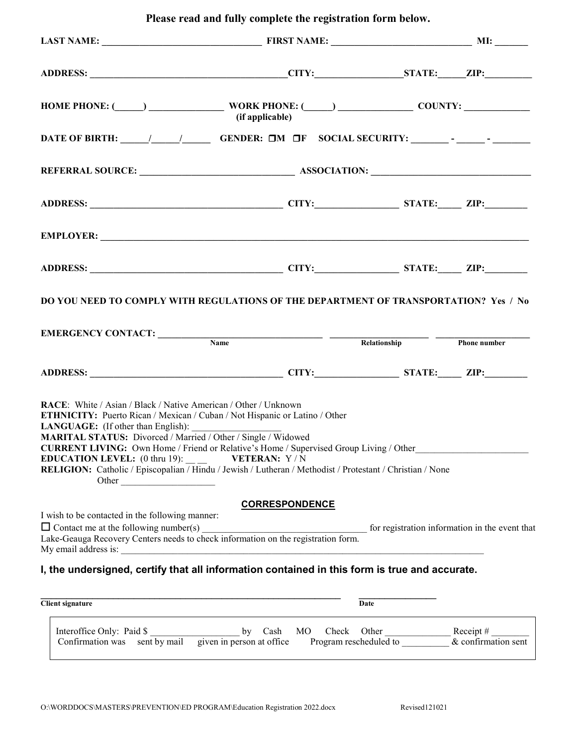**Please read and fully complete the registration form below.**

**LAST NAME:** ______________________________ **FIRST NAME:** ___________________________ **MI:** ______

**ADDRESS:** ________________________________________**CITY:**__________________**STATE:**_____**ZIP:**_________

**HOME PHONE: (**_____**)** _______________ **WORK PHONE: (**_____**)** _______________ **COUNTY:** _____________
**(if applicable)**

**DATE OF BIRTH:** _____/_____/_____ **GENDER:** ❐**M** ❐**F** **SOCIAL SECURITY:** _______ - _____ - _______

**REFERRAL SOURCE:** _______________________________ **ASSOCIATION:** _______________________________

**ADDRESS:** ________________________________________ **CITY:**_________________ **STATE:**_____ **ZIP:**_________

**EMPLOYER:** ______________________________________________________________________________________

**ADDRESS:** ________________________________________ **CITY:**_________________ **STATE:**_____ **ZIP:**_________

**DO YOU NEED TO COMPLY WITH REGULATIONS OF THE DEPARTMENT OF TRANSPORTATION? Yes / No**

**EMERGENCY CONTACT:** _________________________________ ____________________ ____________________
**Name** **Relationship** **Phone number**

**ADDRESS:** ________________________________________ **CITY:**_________________ **STATE:**_____ **ZIP:**_________

**RACE**: White / Asian / Black / Native American / Other / Unknown
**ETHNICITY:** Puerto Rican / Mexican / Cuban / Not Hispanic or Latino / Other
**LANGUAGE:** (If other than English): ___________________
**MARITAL STATUS:** Divorced / Married / Other / Single / Widowed
**CURRENT LIVING:** Own Home / Friend or Relative's Home / Supervised Group Living / Other________________________
**EDUCATION LEVEL:** (0 thru 19): __ __ **VETERAN:** Y / N
**RELIGION:** Catholic / Episcopalian / Hindu / Jewish / Lutheran / Methodist / Protestant / Christian / None
Other ____________________

## CORRESPONDENCE

I wish to be contacted in the following manner:
☐ Contact me at the following number(s) __________________________________ for registration information in the event that Lake-Geauga Recovery Centers needs to check information on the registration form.
My email address is: ______________________________________________________________________________

### I, the undersigned, certify that all information contained in this form is true and accurate.

______________________________________________________________ ________________
**Client signature** **Date**

Interoffice Only: Paid $ __________________ by Cash MO Check Other _____________ Receipt # _______
Confirmation was sent by mail given in person at office Program rescheduled to _________ & confirmation sent

O:\WORDDOCS\MASTERS\PREVENTION\ED PROGRAM\Education Registration 2022.docx Revised121021